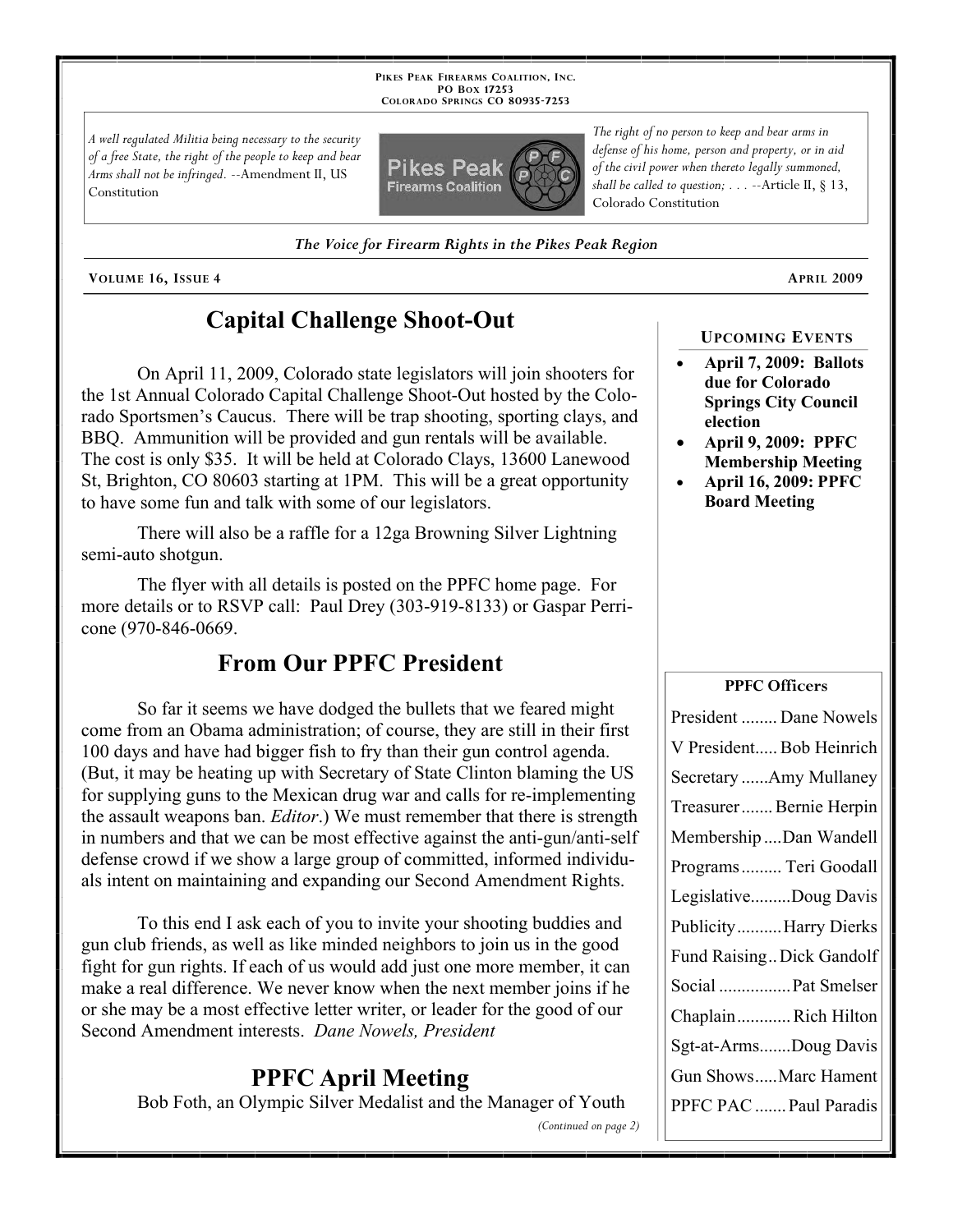PIKES PEAK FIREARMS COALITION, INC.
PO BOX 17253
COLORADO SPRINGS CO 80935-7253

*A well regulated Militia being necessary to the security of a free State, the right of the people to keep and bear Arms shall not be infringed.* --Amendment II, US Constitution

*The right of no person to keep and bear arms in defense of his home, person and property, or in aid of the civil power when thereto legally summoned, shall be called to question; . . .* --Article II, § 13, Colorado Constitution

***The Voice for Firearm Rights in the Pikes Peak Region***

VOLUME 16, ISSUE 4 — APRIL 2009

## Capital Challenge Shoot-Out

On April 11, 2009, Colorado state legislators will join shooters for the 1st Annual Colorado Capital Challenge Shoot-Out hosted by the Colorado Sportsmen's Caucus. There will be trap shooting, sporting clays, and BBQ. Ammunition will be provided and gun rentals will be available. The cost is only $35. It will be held at Colorado Clays, 13600 Lanewood St, Brighton, CO 80603 starting at 1PM. This will be a great opportunity to have some fun and talk with some of our legislators.

There will also be a raffle for a 12ga Browning Silver Lightning semi-auto shotgun.

The flyer with all details is posted on the PPFC home page. For more details or to RSVP call: Paul Drey (303-919-8133) or Gaspar Perricone (970-846-0669.

## From Our PPFC President

So far it seems we have dodged the bullets that we feared might come from an Obama administration; of course, they are still in their first 100 days and have had bigger fish to fry than their gun control agenda. (But, it may be heating up with Secretary of State Clinton blaming the US for supplying guns to the Mexican drug war and calls for re-implementing the assault weapons ban. *Editor*.) We must remember that there is strength in numbers and that we can be most effective against the anti-gun/anti-self defense crowd if we show a large group of committed, informed individuals intent on maintaining and expanding our Second Amendment Rights.

To this end I ask each of you to invite your shooting buddies and gun club friends, as well as like minded neighbors to join us in the good fight for gun rights. If each of us would add just one more member, it can make a real difference. We never know when the next member joins if he or she may be a most effective letter writer, or leader for the good of our Second Amendment interests. *Dane Nowels, President*

## PPFC April Meeting

Bob Foth, an Olympic Silver Medalist and the Manager of Youth

*(Continued on page 2)*

### UPCOMING EVENTS

- **April 7, 2009: Ballots due for Colorado Springs City Council election**
- **April 9, 2009: PPFC Membership Meeting**
- **April 16, 2009: PPFC Board Meeting**

### PPFC Officers

| Position | Name |
|---|---|
| President | Dane Nowels |
| V President | Bob Heinrich |
| Secretary | Amy Mullaney |
| Treasurer | Bernie Herpin |
| Membership | Dan Wandell |
| Programs | Teri Goodall |
| Legislative | Doug Davis |
| Publicity | Harry Dierks |
| Fund Raising | Dick Gandolf |
| Social | Pat Smelser |
| Chaplain | Rich Hilton |
| Sgt-at-Arms | Doug Davis |
| Gun Shows | Marc Hament |
| PPFC PAC | Paul Paradis |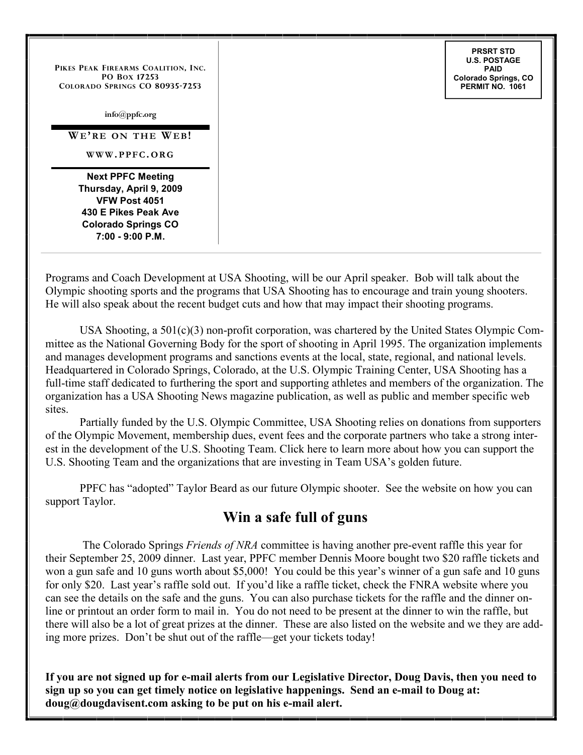PIKES PEAK FIREARMS COALITION, INC.
PO BOX 17253
COLORADO SPRINGS CO 80935-7253

info@ppfc.org

**WE'RE ON THE WEB!**

**WWW.PPFC.ORG**

**Next PPFC Meeting**
**Thursday, April 9, 2009**
**VFW Post 4051**
**430 E Pikes Peak Ave**
**Colorado Springs CO**
**7:00 - 9:00 P.M.**

PRSRT STD
U.S. POSTAGE
PAID
Colorado Springs, CO
PERMIT NO. 1061

Programs and Coach Development at USA Shooting, will be our April speaker. Bob will talk about the Olympic shooting sports and the programs that USA Shooting has to encourage and train young shooters. He will also speak about the recent budget cuts and how that may impact their shooting programs.

USA Shooting, a 501(c)(3) non-profit corporation, was chartered by the United States Olympic Committee as the National Governing Body for the sport of shooting in April 1995. The organization implements and manages development programs and sanctions events at the local, state, regional, and national levels. Headquartered in Colorado Springs, Colorado, at the U.S. Olympic Training Center, USA Shooting has a full-time staff dedicated to furthering the sport and supporting athletes and members of the organization. The organization has a USA Shooting News magazine publication, as well as public and member specific web sites.

Partially funded by the U.S. Olympic Committee, USA Shooting relies on donations from supporters of the Olympic Movement, membership dues, event fees and the corporate partners who take a strong interest in the development of the U.S. Shooting Team. Click here to learn more about how you can support the U.S. Shooting Team and the organizations that are investing in Team USA's golden future.

PPFC has "adopted" Taylor Beard as our future Olympic shooter. See the website on how you can support Taylor.

## Win a safe full of guns

The Colorado Springs *Friends of NRA* committee is having another pre-event raffle this year for their September 25, 2009 dinner. Last year, PPFC member Dennis Moore bought two $20 raffle tickets and won a gun safe and 10 guns worth about $5,000! You could be this year's winner of a gun safe and 10 guns for only $20. Last year's raffle sold out. If you'd like a raffle ticket, check the FNRA website where you can see the details on the safe and the guns. You can also purchase tickets for the raffle and the dinner online or printout an order form to mail in. You do not need to be present at the dinner to win the raffle, but there will also be a lot of great prizes at the dinner. These are also listed on the website and we they are adding more prizes. Don't be shut out of the raffle—get your tickets today!

**If you are not signed up for e-mail alerts from our Legislative Director, Doug Davis, then you need to sign up so you can get timely notice on legislative happenings. Send an e-mail to Doug at: doug@dougdavisent.com asking to be put on his e-mail alert.**